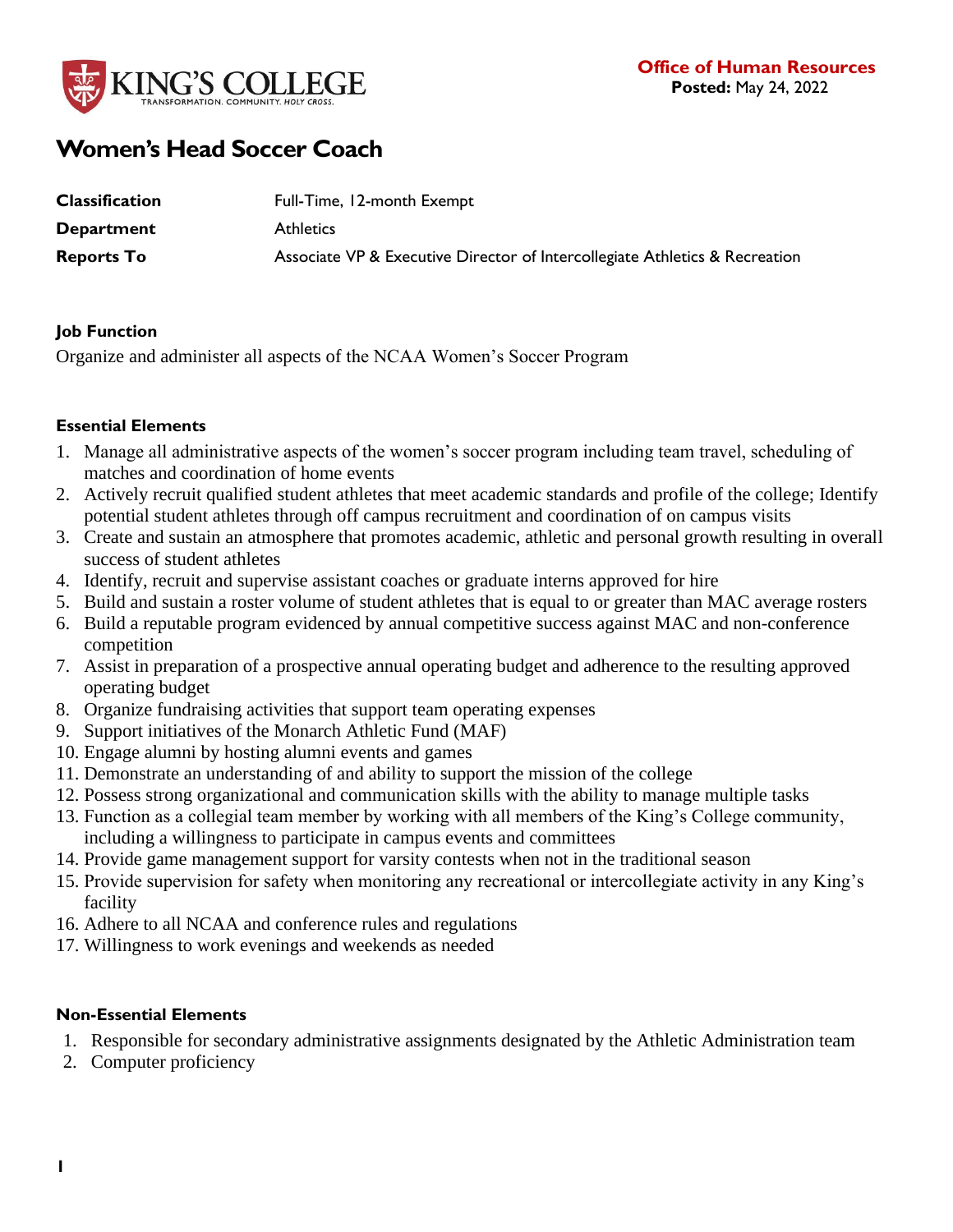**KING'S COLLEGE**
TRANSFORMATION. COMMUNITY. *HOLY CROSS.*

**Office of Human Resources**
**Posted:** May 24, 2022

# Women's Head Soccer Coach

| | |
|---|---|
| **Classification** | Full-Time, 12-month Exempt |
| **Department** | Athletics |
| **Reports To** | Associate VP & Executive Director of Intercollegiate Athletics & Recreation |

### Job Function

Organize and administer all aspects of the NCAA Women's Soccer Program

### Essential Elements

1. Manage all administrative aspects of the women's soccer program including team travel, scheduling of matches and coordination of home events
2. Actively recruit qualified student athletes that meet academic standards and profile of the college; Identify potential student athletes through off campus recruitment and coordination of on campus visits
3. Create and sustain an atmosphere that promotes academic, athletic and personal growth resulting in overall success of student athletes
4. Identify, recruit and supervise assistant coaches or graduate interns approved for hire
5. Build and sustain a roster volume of student athletes that is equal to or greater than MAC average rosters
6. Build a reputable program evidenced by annual competitive success against MAC and non-conference competition
7. Assist in preparation of a prospective annual operating budget and adherence to the resulting approved operating budget
8. Organize fundraising activities that support team operating expenses
9. Support initiatives of the Monarch Athletic Fund (MAF)
10. Engage alumni by hosting alumni events and games
11. Demonstrate an understanding of and ability to support the mission of the college
12. Possess strong organizational and communication skills with the ability to manage multiple tasks
13. Function as a collegial team member by working with all members of the King's College community, including a willingness to participate in campus events and committees
14. Provide game management support for varsity contests when not in the traditional season
15. Provide supervision for safety when monitoring any recreational or intercollegiate activity in any King's facility
16. Adhere to all NCAA and conference rules and regulations
17. Willingness to work evenings and weekends as needed

### Non-Essential Elements

1. Responsible for secondary administrative assignments designated by the Athletic Administration team
2. Computer proficiency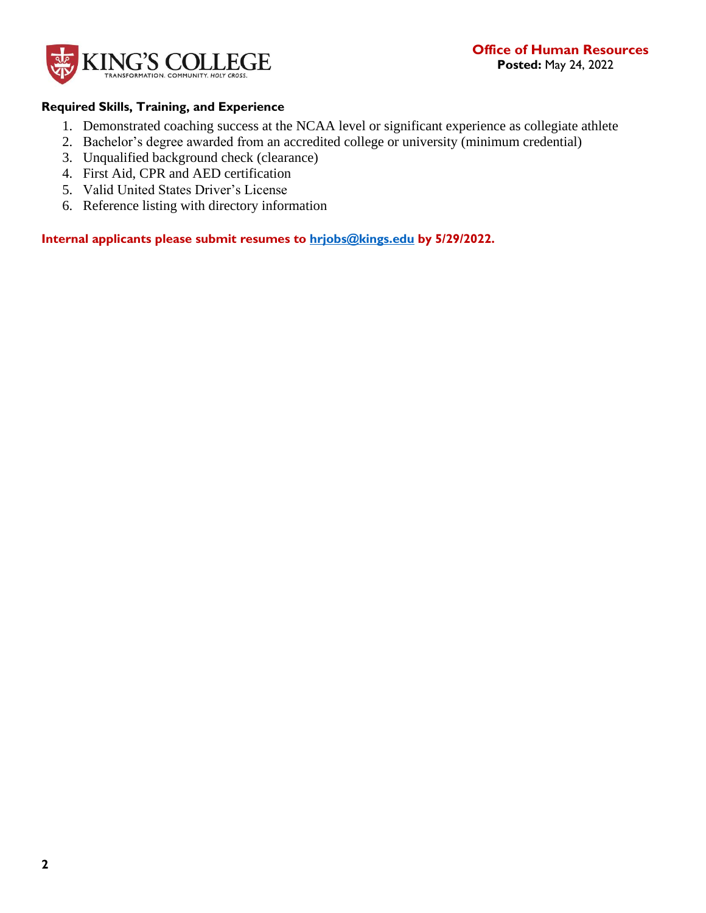**Required Skills, Training, and Experience**

1. Demonstrated coaching success at the NCAA level or significant experience as collegiate athlete
2. Bachelor's degree awarded from an accredited college or university (minimum credential)
3. Unqualified background check (clearance)
4. First Aid, CPR and AED certification
5. Valid United States Driver's License
6. Reference listing with directory information

**Internal applicants please submit resumes to hrjobs@kings.edu by 5/29/2022.**